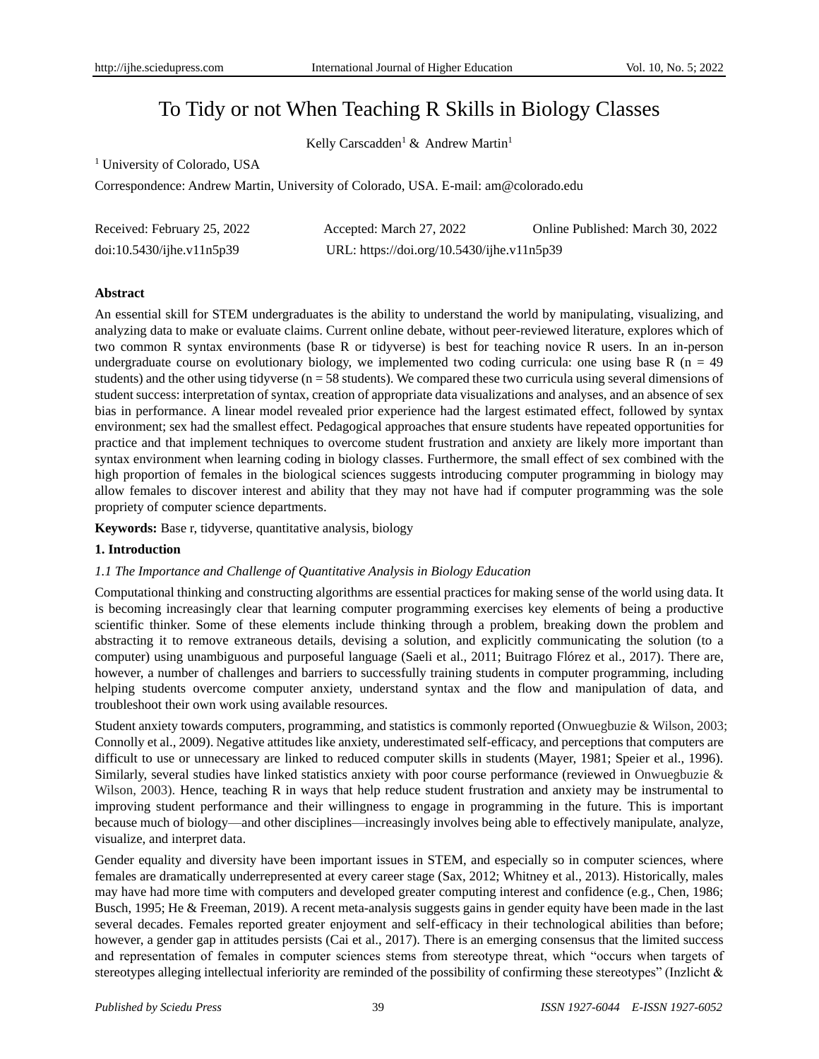# To Tidy or not When Teaching R Skills in Biology Classes

Kelly Carscadden[1] & Andrew Martin[1]

[1] University of Colorado, USA

Correspondence: Andrew Martin, University of Colorado, USA. E-mail: am@colorado.edu

Received: February 25, 2022 Accepted: March 27, 2022 Online Published: March 30, 2022

doi:10.5430/ijhe.v11n5p39 URL: https://doi.org/10.5430/ijhe.v11n5p39

## Abstract

An essential skill for STEM undergraduates is the ability to understand the world by manipulating, visualizing, and analyzing data to make or evaluate claims. Current online debate, without peer-reviewed literature, explores which of two common R syntax environments (base R or tidyverse) is best for teaching novice R users. In an in-person undergraduate course on evolutionary biology, we implemented two coding curricula: one using base R (n = 49 students) and the other using tidyverse (n = 58 students). We compared these two curricula using several dimensions of student success: interpretation of syntax, creation of appropriate data visualizations and analyses, and an absence of sex bias in performance. A linear model revealed prior experience had the largest estimated effect, followed by syntax environment; sex had the smallest effect. Pedagogical approaches that ensure students have repeated opportunities for practice and that implement techniques to overcome student frustration and anxiety are likely more important than syntax environment when learning coding in biology classes. Furthermore, the small effect of sex combined with the high proportion of females in the biological sciences suggests introducing computer programming in biology may allow females to discover interest and ability that they may not have had if computer programming was the sole propriety of computer science departments.

**Keywords:** Base r, tidyverse, quantitative analysis, biology

## 1. Introduction

### *1.1 The Importance and Challenge of Quantitative Analysis in Biology Education*

Computational thinking and constructing algorithms are essential practices for making sense of the world using data. It is becoming increasingly clear that learning computer programming exercises key elements of being a productive scientific thinker. Some of these elements include thinking through a problem, breaking down the problem and abstracting it to remove extraneous details, devising a solution, and explicitly communicating the solution (to a computer) using unambiguous and purposeful language (Saeli et al., 2011; Buitrago Flórez et al., 2017). There are, however, a number of challenges and barriers to successfully training students in computer programming, including helping students overcome computer anxiety, understand syntax and the flow and manipulation of data, and troubleshoot their own work using available resources.

Student anxiety towards computers, programming, and statistics is commonly reported (Onwuegbuzie & Wilson, 2003; Connolly et al., 2009). Negative attitudes like anxiety, underestimated self-efficacy, and perceptions that computers are difficult to use or unnecessary are linked to reduced computer skills in students (Mayer, 1981; Speier et al., 1996). Similarly, several studies have linked statistics anxiety with poor course performance (reviewed in Onwuegbuzie & Wilson, 2003). Hence, teaching R in ways that help reduce student frustration and anxiety may be instrumental to improving student performance and their willingness to engage in programming in the future. This is important because much of biology—and other disciplines—increasingly involves being able to effectively manipulate, analyze, visualize, and interpret data.

Gender equality and diversity have been important issues in STEM, and especially so in computer sciences, where females are dramatically underrepresented at every career stage (Sax, 2012; Whitney et al., 2013). Historically, males may have had more time with computers and developed greater computing interest and confidence (e.g., Chen, 1986; Busch, 1995; He & Freeman, 2019). A recent meta-analysis suggests gains in gender equity have been made in the last several decades. Females reported greater enjoyment and self-efficacy in their technological abilities than before; however, a gender gap in attitudes persists (Cai et al., 2017). There is an emerging consensus that the limited success and representation of females in computer sciences stems from stereotype threat, which "occurs when targets of stereotypes alleging intellectual inferiority are reminded of the possibility of confirming these stereotypes" (Inzlicht &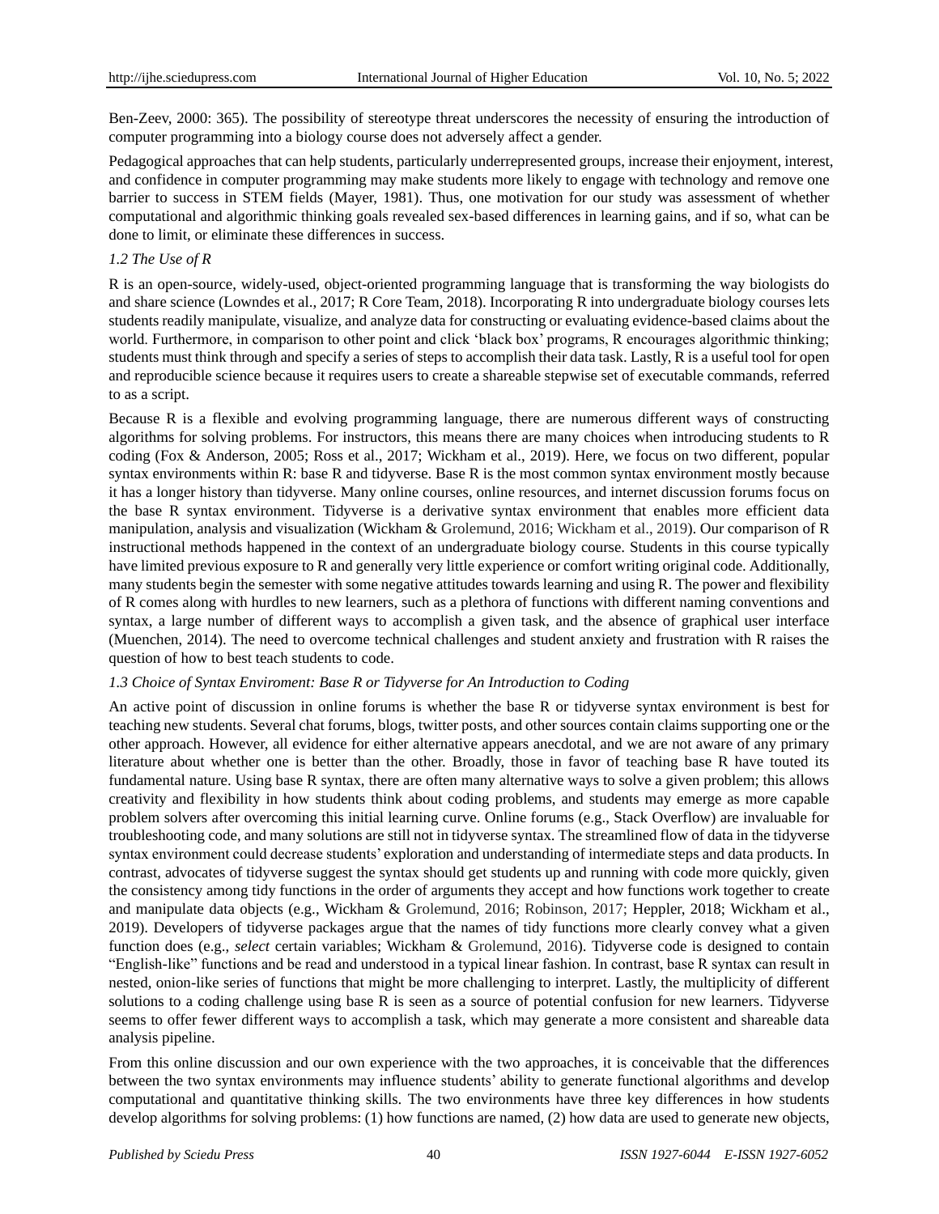Ben-Zeev, 2000: 365). The possibility of stereotype threat underscores the necessity of ensuring the introduction of computer programming into a biology course does not adversely affect a gender.

Pedagogical approaches that can help students, particularly underrepresented groups, increase their enjoyment, interest, and confidence in computer programming may make students more likely to engage with technology and remove one barrier to success in STEM fields (Mayer, 1981). Thus, one motivation for our study was assessment of whether computational and algorithmic thinking goals revealed sex-based differences in learning gains, and if so, what can be done to limit, or eliminate these differences in success.

### *1.2 The Use of R*

R is an open-source, widely-used, object-oriented programming language that is transforming the way biologists do and share science (Lowndes et al., 2017; R Core Team, 2018). Incorporating R into undergraduate biology courses lets students readily manipulate, visualize, and analyze data for constructing or evaluating evidence-based claims about the world. Furthermore, in comparison to other point and click 'black box' programs, R encourages algorithmic thinking; students must think through and specify a series of steps to accomplish their data task. Lastly, R is a useful tool for open and reproducible science because it requires users to create a shareable stepwise set of executable commands, referred to as a script.

Because R is a flexible and evolving programming language, there are numerous different ways of constructing algorithms for solving problems. For instructors, this means there are many choices when introducing students to R coding (Fox & Anderson, 2005; Ross et al., 2017; Wickham et al., 2019). Here, we focus on two different, popular syntax environments within R: base R and tidyverse. Base R is the most common syntax environment mostly because it has a longer history than tidyverse. Many online courses, online resources, and internet discussion forums focus on the base R syntax environment. Tidyverse is a derivative syntax environment that enables more efficient data manipulation, analysis and visualization (Wickham & Grolemund, 2016; Wickham et al., 2019). Our comparison of R instructional methods happened in the context of an undergraduate biology course. Students in this course typically have limited previous exposure to R and generally very little experience or comfort writing original code. Additionally, many students begin the semester with some negative attitudes towards learning and using R. The power and flexibility of R comes along with hurdles to new learners, such as a plethora of functions with different naming conventions and syntax, a large number of different ways to accomplish a given task, and the absence of graphical user interface (Muenchen, 2014). The need to overcome technical challenges and student anxiety and frustration with R raises the question of how to best teach students to code.

### *1.3 Choice of Syntax Enviroment: Base R or Tidyverse for An Introduction to Coding*

An active point of discussion in online forums is whether the base R or tidyverse syntax environment is best for teaching new students. Several chat forums, blogs, twitter posts, and other sources contain claims supporting one or the other approach. However, all evidence for either alternative appears anecdotal, and we are not aware of any primary literature about whether one is better than the other. Broadly, those in favor of teaching base R have touted its fundamental nature. Using base R syntax, there are often many alternative ways to solve a given problem; this allows creativity and flexibility in how students think about coding problems, and students may emerge as more capable problem solvers after overcoming this initial learning curve. Online forums (e.g., Stack Overflow) are invaluable for troubleshooting code, and many solutions are still not in tidyverse syntax. The streamlined flow of data in the tidyverse syntax environment could decrease students' exploration and understanding of intermediate steps and data products. In contrast, advocates of tidyverse suggest the syntax should get students up and running with code more quickly, given the consistency among tidy functions in the order of arguments they accept and how functions work together to create and manipulate data objects (e.g., Wickham & Grolemund, 2016; Robinson, 2017; Heppler, 2018; Wickham et al., 2019). Developers of tidyverse packages argue that the names of tidy functions more clearly convey what a given function does (e.g., *select* certain variables; Wickham & Grolemund, 2016). Tidyverse code is designed to contain "English-like" functions and be read and understood in a typical linear fashion. In contrast, base R syntax can result in nested, onion-like series of functions that might be more challenging to interpret. Lastly, the multiplicity of different solutions to a coding challenge using base R is seen as a source of potential confusion for new learners. Tidyverse seems to offer fewer different ways to accomplish a task, which may generate a more consistent and shareable data analysis pipeline.

From this online discussion and our own experience with the two approaches, it is conceivable that the differences between the two syntax environments may influence students' ability to generate functional algorithms and develop computational and quantitative thinking skills. The two environments have three key differences in how students develop algorithms for solving problems: (1) how functions are named, (2) how data are used to generate new objects,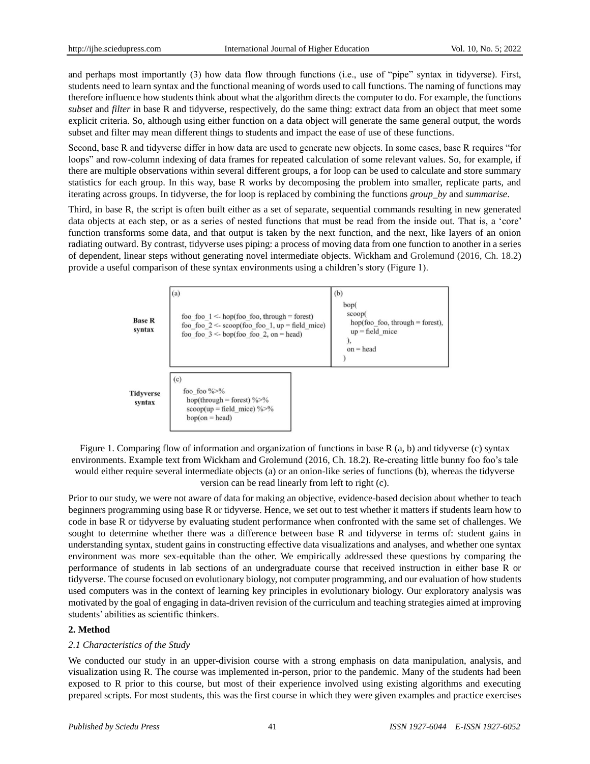and perhaps most importantly (3) how data flow through functions (i.e., use of "pipe" syntax in tidyverse). First, students need to learn syntax and the functional meaning of words used to call functions. The naming of functions may therefore influence how students think about what the algorithm directs the computer to do. For example, the functions *subset* and *filter* in base R and tidyverse, respectively, do the same thing: extract data from an object that meet some explicit criteria. So, although using either function on a data object will generate the same general output, the words subset and filter may mean different things to students and impact the ease of use of these functions.

Second, base R and tidyverse differ in how data are used to generate new objects. In some cases, base R requires "for loops" and row-column indexing of data frames for repeated calculation of some relevant values. So, for example, if there are multiple observations within several different groups, a for loop can be used to calculate and store summary statistics for each group. In this way, base R works by decomposing the problem into smaller, replicate parts, and iterating across groups. In tidyverse, the for loop is replaced by combining the functions *group_by* and *summarise*.

Third, in base R, the script is often built either as a set of separate, sequential commands resulting in new generated data objects at each step, or as a series of nested functions that must be read from the inside out. That is, a 'core' function transforms some data, and that output is taken by the next function, and the next, like layers of an onion radiating outward. By contrast, tidyverse uses piping: a process of moving data from one function to another in a series of dependent, linear steps without generating novel intermediate objects. Wickham and Grolemund (2016, Ch. 18.2) provide a useful comparison of these syntax environments using a children's story (Figure 1).

**Base R syntax**

(a)

```
foo_foo_1 <- hop(foo_foo, through = forest)
foo_foo_2 <- scoop(foo_foo_1, up = field_mice)
foo_foo_3 <- bop(foo_foo_2, on = head)
```

(b)

```
bop(
  scoop(
    hop(foo_foo, through = forest),
    up = field_mice
  ),
  on = head
)
```

**Tidyverse syntax**

(c)

```
foo_foo %>%
  hop(through = forest) %>%
  scoop(up = field_mice) %>%
  bop(on = head)
```

Figure 1. Comparing flow of information and organization of functions in base R (a, b) and tidyverse (c) syntax environments. Example text from Wickham and Grolemund (2016, Ch. 18.2). Re-creating little bunny foo foo's tale would either require several intermediate objects (a) or an onion-like series of functions (b), whereas the tidyverse version can be read linearly from left to right (c).

Prior to our study, we were not aware of data for making an objective, evidence-based decision about whether to teach beginners programming using base R or tidyverse. Hence, we set out to test whether it matters if students learn how to code in base R or tidyverse by evaluating student performance when confronted with the same set of challenges. We sought to determine whether there was a difference between base R and tidyverse in terms of: student gains in understanding syntax, student gains in constructing effective data visualizations and analyses, and whether one syntax environment was more sex-equitable than the other. We empirically addressed these questions by comparing the performance of students in lab sections of an undergraduate course that received instruction in either base R or tidyverse. The course focused on evolutionary biology, not computer programming, and our evaluation of how students used computers was in the context of learning key principles in evolutionary biology. Our exploratory analysis was motivated by the goal of engaging in data-driven revision of the curriculum and teaching strategies aimed at improving students' abilities as scientific thinkers.

## 2. Method

### *2.1 Characteristics of the Study*

We conducted our study in an upper-division course with a strong emphasis on data manipulation, analysis, and visualization using R. The course was implemented in-person, prior to the pandemic. Many of the students had been exposed to R prior to this course, but most of their experience involved using existing algorithms and executing prepared scripts. For most students, this was the first course in which they were given examples and practice exercises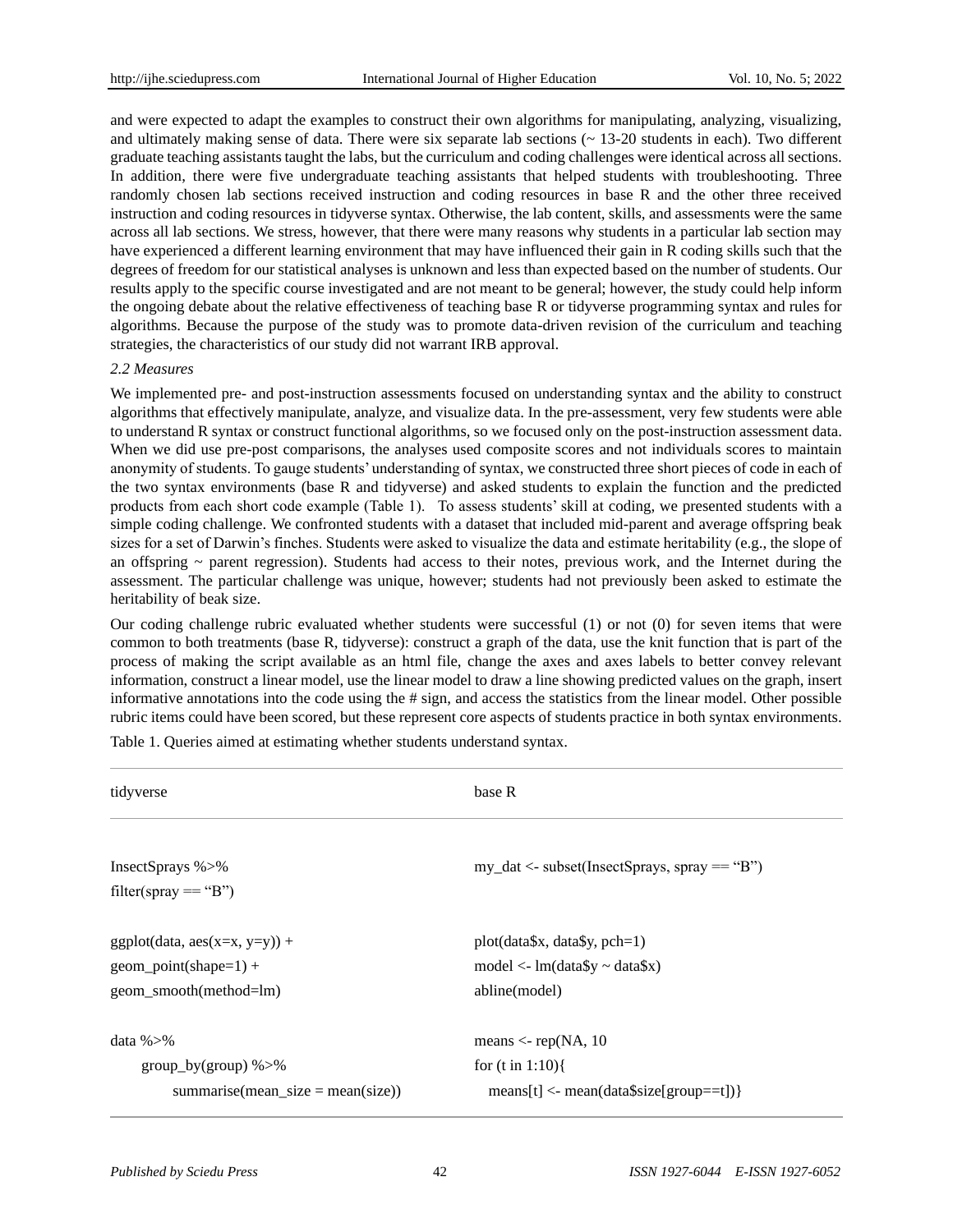and were expected to adapt the examples to construct their own algorithms for manipulating, analyzing, visualizing, and ultimately making sense of data. There were six separate lab sections (~ 13-20 students in each). Two different graduate teaching assistants taught the labs, but the curriculum and coding challenges were identical across all sections. In addition, there were five undergraduate teaching assistants that helped students with troubleshooting. Three randomly chosen lab sections received instruction and coding resources in base R and the other three received instruction and coding resources in tidyverse syntax. Otherwise, the lab content, skills, and assessments were the same across all lab sections. We stress, however, that there were many reasons why students in a particular lab section may have experienced a different learning environment that may have influenced their gain in R coding skills such that the degrees of freedom for our statistical analyses is unknown and less than expected based on the number of students. Our results apply to the specific course investigated and are not meant to be general; however, the study could help inform the ongoing debate about the relative effectiveness of teaching base R or tidyverse programming syntax and rules for algorithms. Because the purpose of the study was to promote data-driven revision of the curriculum and teaching strategies, the characteristics of our study did not warrant IRB approval.

### *2.2 Measures*

We implemented pre- and post-instruction assessments focused on understanding syntax and the ability to construct algorithms that effectively manipulate, analyze, and visualize data. In the pre-assessment, very few students were able to understand R syntax or construct functional algorithms, so we focused only on the post-instruction assessment data. When we did use pre-post comparisons, the analyses used composite scores and not individuals scores to maintain anonymity of students. To gauge students' understanding of syntax, we constructed three short pieces of code in each of the two syntax environments (base R and tidyverse) and asked students to explain the function and the predicted products from each short code example (Table 1). To assess students' skill at coding, we presented students with a simple coding challenge. We confronted students with a dataset that included mid-parent and average offspring beak sizes for a set of Darwin's finches. Students were asked to visualize the data and estimate heritability (e.g., the slope of an offspring ~ parent regression). Students had access to their notes, previous work, and the Internet during the assessment. The particular challenge was unique, however; students had not previously been asked to estimate the heritability of beak size.

Our coding challenge rubric evaluated whether students were successful (1) or not (0) for seven items that were common to both treatments (base R, tidyverse): construct a graph of the data, use the knit function that is part of the process of making the script available as an html file, change the axes and axes labels to better convey relevant information, construct a linear model, use the linear model to draw a line showing predicted values on the graph, insert informative annotations into the code using the # sign, and access the statistics from the linear model. Other possible rubric items could have been scored, but these represent core aspects of students practice in both syntax environments.

Table 1. Queries aimed at estimating whether students understand syntax.

| tidyverse | base R |
|---|---|
| InsectSprays %>%<br>filter(spray == "B") | my_dat <- subset(InsectSprays, spray == "B") |
| ggplot(data, aes(x=x, y=y)) +<br>geom_point(shape=1) +<br>geom_smooth(method=lm) | plot(data$x, data$y, pch=1)<br>model <- lm(data$y ~ data$x)<br>abline(model) |
| data %>%<br>group_by(group) %>%<br>summarise(mean_size = mean(size)) | means <- rep(NA, 10<br>for (t in 1:10){<br>means[t] <- mean(data$size[group==t])} |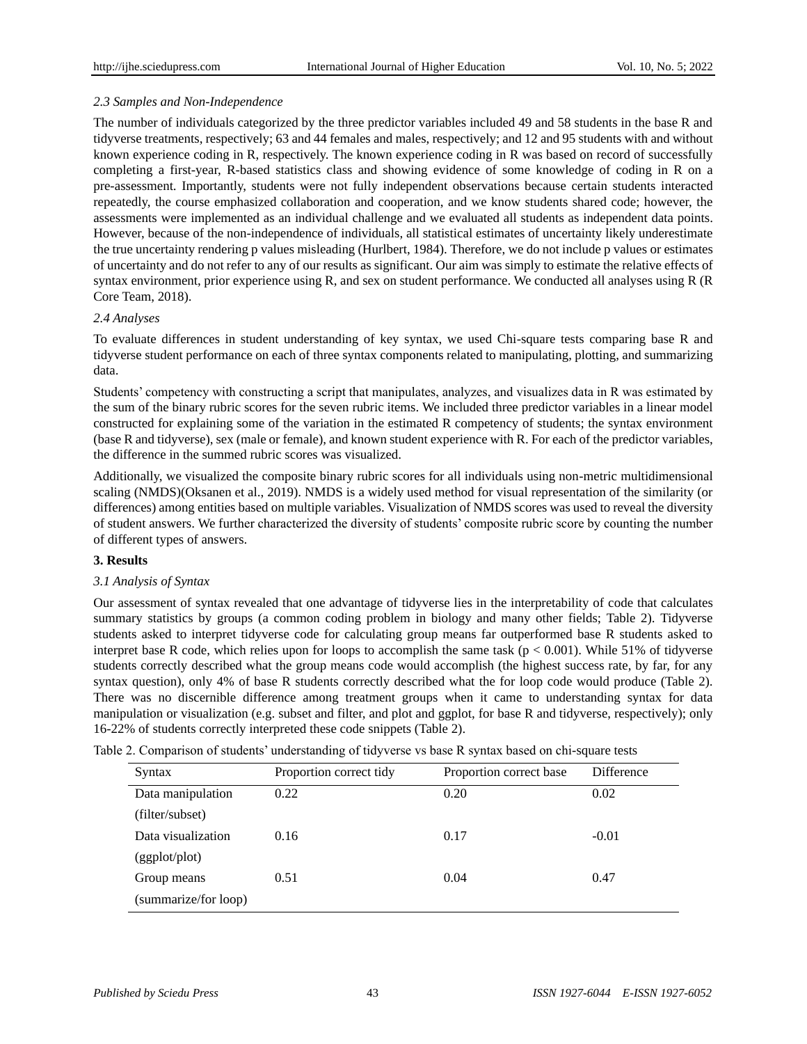### 2.3 Samples and Non-Independence

The number of individuals categorized by the three predictor variables included 49 and 58 students in the base R and tidyverse treatments, respectively; 63 and 44 females and males, respectively; and 12 and 95 students with and without known experience coding in R, respectively. The known experience coding in R was based on record of successfully completing a first-year, R-based statistics class and showing evidence of some knowledge of coding in R on a pre-assessment. Importantly, students were not fully independent observations because certain students interacted repeatedly, the course emphasized collaboration and cooperation, and we know students shared code; however, the assessments were implemented as an individual challenge and we evaluated all students as independent data points. However, because of the non-independence of individuals, all statistical estimates of uncertainty likely underestimate the true uncertainty rendering p values misleading (Hurlbert, 1984). Therefore, we do not include p values or estimates of uncertainty and do not refer to any of our results as significant. Our aim was simply to estimate the relative effects of syntax environment, prior experience using R, and sex on student performance. We conducted all analyses using R (R Core Team, 2018).

### 2.4 Analyses

To evaluate differences in student understanding of key syntax, we used Chi-square tests comparing base R and tidyverse student performance on each of three syntax components related to manipulating, plotting, and summarizing data.

Students' competency with constructing a script that manipulates, analyzes, and visualizes data in R was estimated by the sum of the binary rubric scores for the seven rubric items. We included three predictor variables in a linear model constructed for explaining some of the variation in the estimated R competency of students; the syntax environment (base R and tidyverse), sex (male or female), and known student experience with R. For each of the predictor variables, the difference in the summed rubric scores was visualized.

Additionally, we visualized the composite binary rubric scores for all individuals using non-metric multidimensional scaling (NMDS)(Oksanen et al., 2019). NMDS is a widely used method for visual representation of the similarity (or differences) among entities based on multiple variables. Visualization of NMDS scores was used to reveal the diversity of student answers. We further characterized the diversity of students' composite rubric score by counting the number of different types of answers.

## 3. Results

### 3.1 Analysis of Syntax

Our assessment of syntax revealed that one advantage of tidyverse lies in the interpretability of code that calculates summary statistics by groups (a common coding problem in biology and many other fields; Table 2). Tidyverse students asked to interpret tidyverse code for calculating group means far outperformed base R students asked to interpret base R code, which relies upon for loops to accomplish the same task ($p < 0.001$). While 51% of tidyverse students correctly described what the group means code would accomplish (the highest success rate, by far, for any syntax question), only 4% of base R students correctly described what the for loop code would produce (Table 2). There was no discernible difference among treatment groups when it came to understanding syntax for data manipulation or visualization (e.g. subset and filter, and plot and ggplot, for base R and tidyverse, respectively); only 16-22% of students correctly interpreted these code snippets (Table 2).

Table 2. Comparison of students' understanding of tidyverse vs base R syntax based on chi-square tests

| Syntax | Proportion correct tidy | Proportion correct base | Difference |
|---|---|---|---|
| Data manipulation (filter/subset) | 0.22 | 0.20 | 0.02 |
| Data visualization (ggplot/plot) | 0.16 | 0.17 | -0.01 |
| Group means (summarize/for loop) | 0.51 | 0.04 | 0.47 |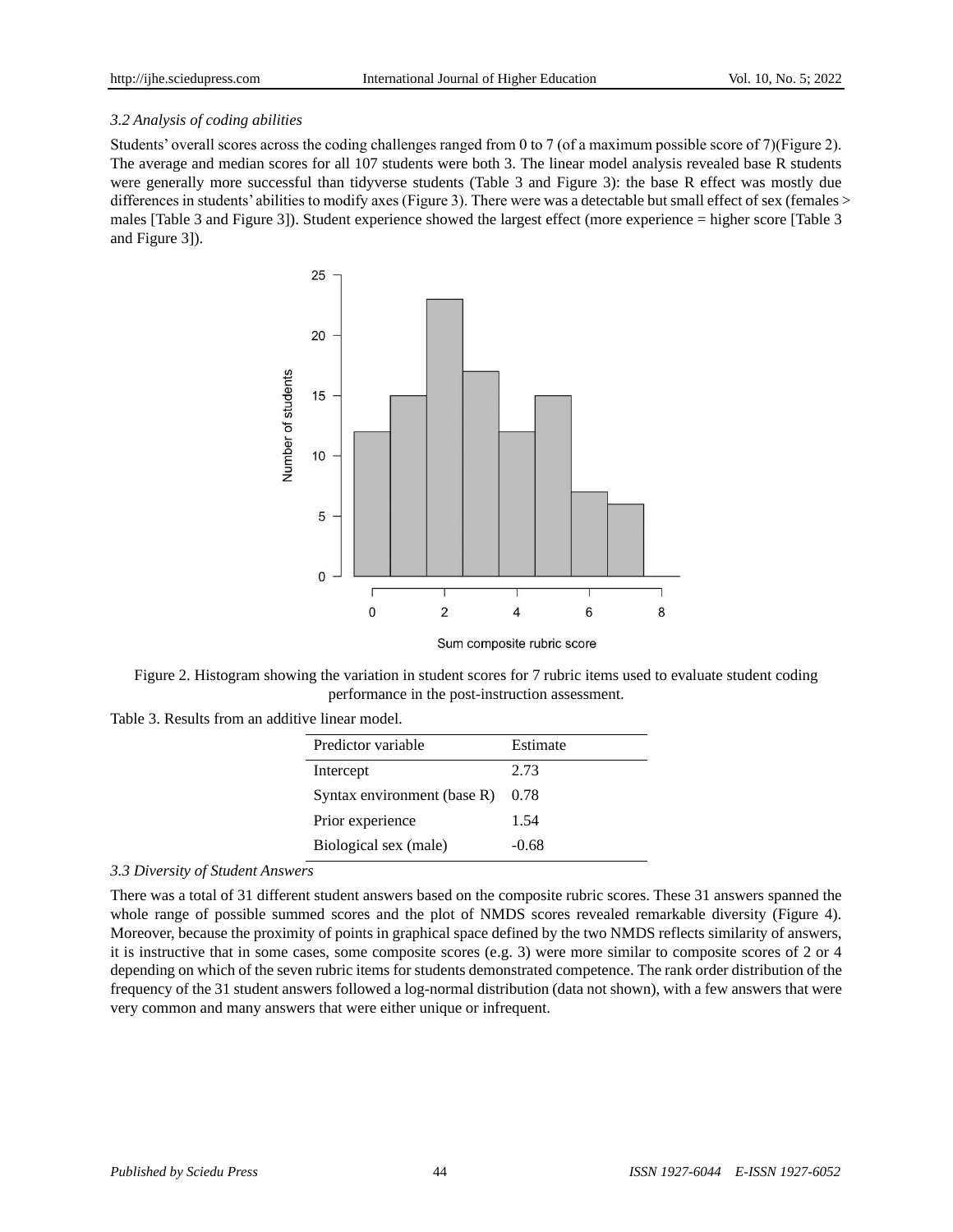*3.2 Analysis of coding abilities*

Students' overall scores across the coding challenges ranged from 0 to 7 (of a maximum possible score of 7)(Figure 2). The average and median scores for all 107 students were both 3. The linear model analysis revealed base R students were generally more successful than tidyverse students (Table 3 and Figure 3): the base R effect was mostly due differences in students' abilities to modify axes (Figure 3). There were was a detectable but small effect of sex (females > males [Table 3 and Figure 3]). Student experience showed the largest effect (more experience = higher score [Table 3 and Figure 3]).

Figure 2. Histogram showing the variation in student scores for 7 rubric items used to evaluate student coding performance in the post-instruction assessment.

Table 3. Results from an additive linear model.

| Predictor variable | Estimate |
|---|---|
| Intercept | 2.73 |
| Syntax environment (base R) | 0.78 |
| Prior experience | 1.54 |
| Biological sex (male) | -0.68 |

*3.3 Diversity of Student Answers*

There was a total of 31 different student answers based on the composite rubric scores. These 31 answers spanned the whole range of possible summed scores and the plot of NMDS scores revealed remarkable diversity (Figure 4). Moreover, because the proximity of points in graphical space defined by the two NMDS reflects similarity of answers, it is instructive that in some cases, some composite scores (e.g. 3) were more similar to composite scores of 2 or 4 depending on which of the seven rubric items for students demonstrated competence. The rank order distribution of the frequency of the 31 student answers followed a log-normal distribution (data not shown), with a few answers that were very common and many answers that were either unique or infrequent.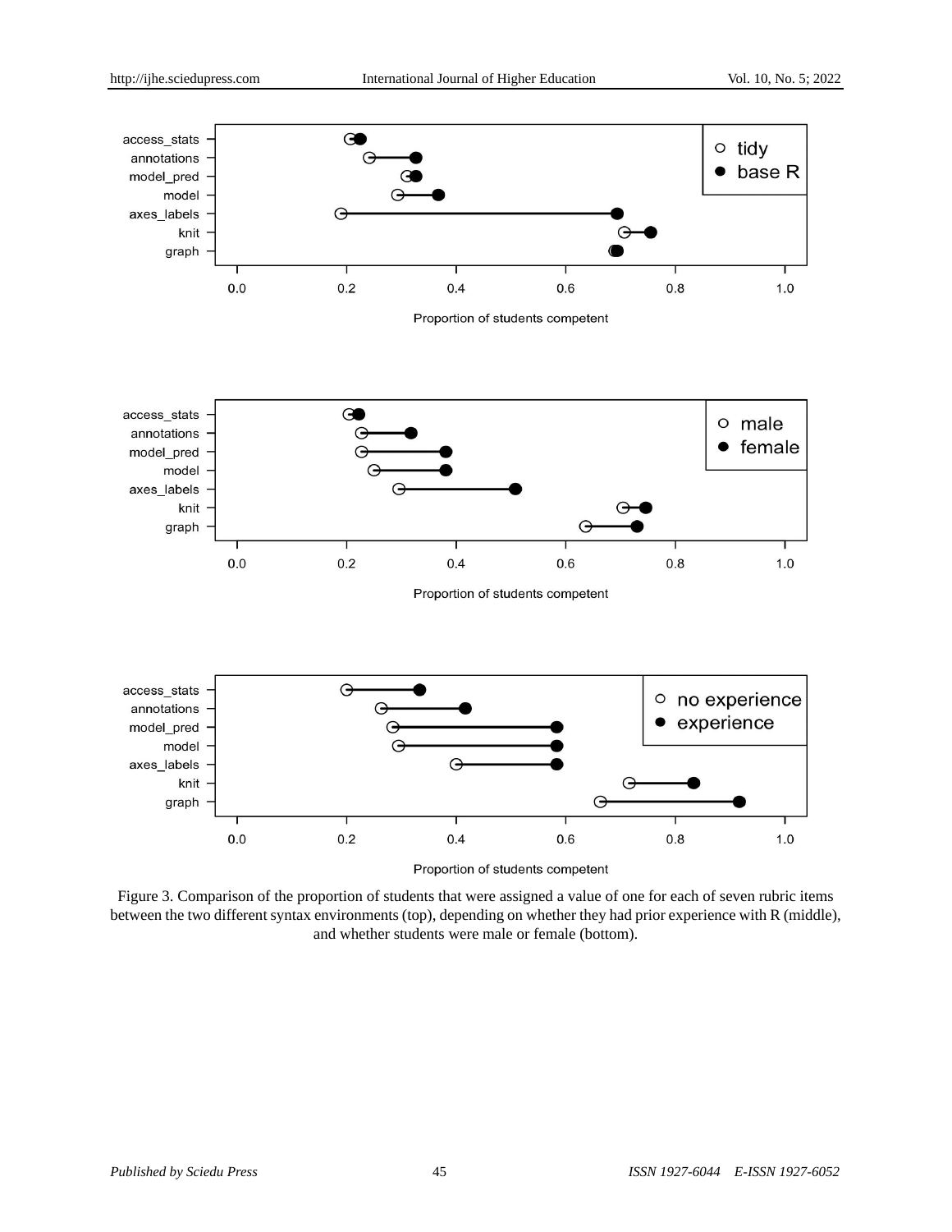Figure 3. Comparison of the proportion of students that were assigned a value of one for each of seven rubric items between the two different syntax environments (top), depending on whether they had prior experience with R (middle), and whether students were male or female (bottom).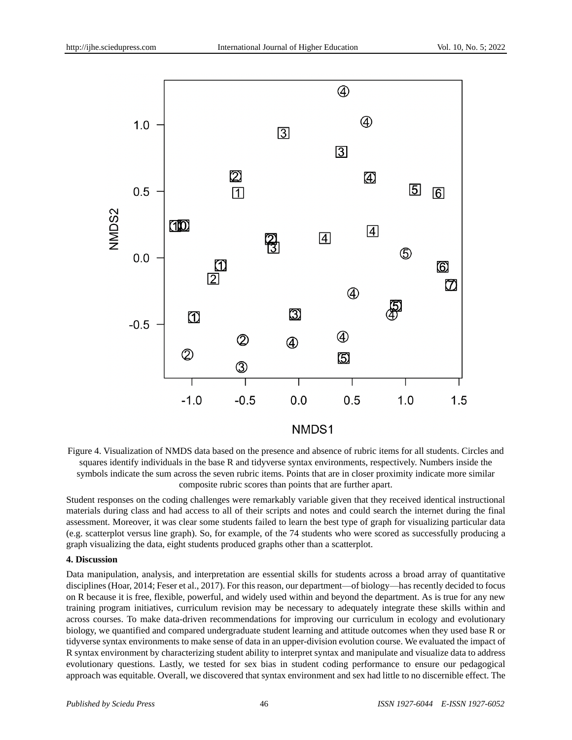Figure 4. Visualization of NMDS data based on the presence and absence of rubric items for all students. Circles and squares identify individuals in the base R and tidyverse syntax environments, respectively. Numbers inside the symbols indicate the sum across the seven rubric items. Points that are in closer proximity indicate more similar composite rubric scores than points that are further apart.

Student responses on the coding challenges were remarkably variable given that they received identical instructional materials during class and had access to all of their scripts and notes and could search the internet during the final assessment. Moreover, it was clear some students failed to learn the best type of graph for visualizing particular data (e.g. scatterplot versus line graph). So, for example, of the 74 students who were scored as successfully producing a graph visualizing the data, eight students produced graphs other than a scatterplot.

**4. Discussion**

Data manipulation, analysis, and interpretation are essential skills for students across a broad array of quantitative disciplines (Hoar, 2014; Feser et al., 2017). For this reason, our department—of biology—has recently decided to focus on R because it is free, flexible, powerful, and widely used within and beyond the department. As is true for any new training program initiatives, curriculum revision may be necessary to adequately integrate these skills within and across courses. To make data-driven recommendations for improving our curriculum in ecology and evolutionary biology, we quantified and compared undergraduate student learning and attitude outcomes when they used base R or tidyverse syntax environments to make sense of data in an upper-division evolution course. We evaluated the impact of R syntax environment by characterizing student ability to interpret syntax and manipulate and visualize data to address evolutionary questions. Lastly, we tested for sex bias in student coding performance to ensure our pedagogical approach was equitable. Overall, we discovered that syntax environment and sex had little to no discernible effect. The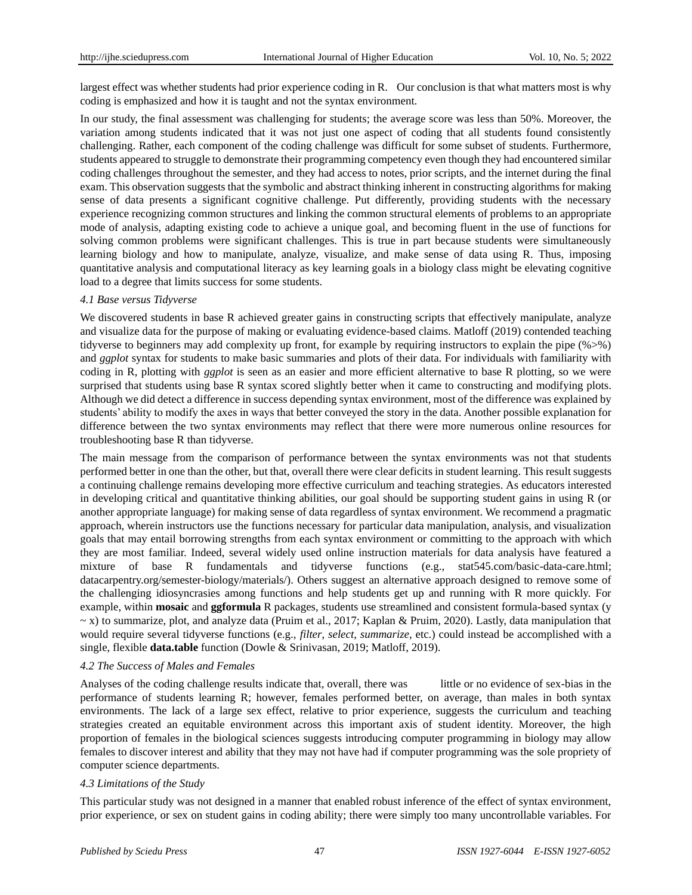largest effect was whether students had prior experience coding in R. Our conclusion is that what matters most is why coding is emphasized and how it is taught and not the syntax environment.

In our study, the final assessment was challenging for students; the average score was less than 50%. Moreover, the variation among students indicated that it was not just one aspect of coding that all students found consistently challenging. Rather, each component of the coding challenge was difficult for some subset of students. Furthermore, students appeared to struggle to demonstrate their programming competency even though they had encountered similar coding challenges throughout the semester, and they had access to notes, prior scripts, and the internet during the final exam. This observation suggests that the symbolic and abstract thinking inherent in constructing algorithms for making sense of data presents a significant cognitive challenge. Put differently, providing students with the necessary experience recognizing common structures and linking the common structural elements of problems to an appropriate mode of analysis, adapting existing code to achieve a unique goal, and becoming fluent in the use of functions for solving common problems were significant challenges. This is true in part because students were simultaneously learning biology and how to manipulate, analyze, visualize, and make sense of data using R. Thus, imposing quantitative analysis and computational literacy as key learning goals in a biology class might be elevating cognitive load to a degree that limits success for some students.

### *4.1 Base versus Tidyverse*

We discovered students in base R achieved greater gains in constructing scripts that effectively manipulate, analyze and visualize data for the purpose of making or evaluating evidence-based claims. Matloff (2019) contended teaching tidyverse to beginners may add complexity up front, for example by requiring instructors to explain the pipe (%>%) and *ggplot* syntax for students to make basic summaries and plots of their data. For individuals with familiarity with coding in R, plotting with *ggplot* is seen as an easier and more efficient alternative to base R plotting, so we were surprised that students using base R syntax scored slightly better when it came to constructing and modifying plots. Although we did detect a difference in success depending syntax environment, most of the difference was explained by students' ability to modify the axes in ways that better conveyed the story in the data. Another possible explanation for difference between the two syntax environments may reflect that there were more numerous online resources for troubleshooting base R than tidyverse.

The main message from the comparison of performance between the syntax environments was not that students performed better in one than the other, but that, overall there were clear deficits in student learning. This result suggests a continuing challenge remains developing more effective curriculum and teaching strategies. As educators interested in developing critical and quantitative thinking abilities, our goal should be supporting student gains in using R (or another appropriate language) for making sense of data regardless of syntax environment. We recommend a pragmatic approach, wherein instructors use the functions necessary for particular data manipulation, analysis, and visualization goals that may entail borrowing strengths from each syntax environment or committing to the approach with which they are most familiar. Indeed, several widely used online instruction materials for data analysis have featured a mixture of base R fundamentals and tidyverse functions (e.g., stat545.com/basic-data-care.html; datacarpentry.org/semester-biology/materials/). Others suggest an alternative approach designed to remove some of the challenging idiosyncrasies among functions and help students get up and running with R more quickly. For example, within **mosaic** and **ggformula** R packages, students use streamlined and consistent formula-based syntax (y ~ x) to summarize, plot, and analyze data (Pruim et al., 2017; Kaplan & Pruim, 2020). Lastly, data manipulation that would require several tidyverse functions (e.g., *filter*, *select*, *summarize*, etc.) could instead be accomplished with a single, flexible **data.table** function (Dowle & Srinivasan, 2019; Matloff, 2019).

### *4.2 The Success of Males and Females*

Analyses of the coding challenge results indicate that, overall, there was little or no evidence of sex-bias in the performance of students learning R; however, females performed better, on average, than males in both syntax environments. The lack of a large sex effect, relative to prior experience, suggests the curriculum and teaching strategies created an equitable environment across this important axis of student identity. Moreover, the high proportion of females in the biological sciences suggests introducing computer programming in biology may allow females to discover interest and ability that they may not have had if computer programming was the sole propriety of computer science departments.

### *4.3 Limitations of the Study*

This particular study was not designed in a manner that enabled robust inference of the effect of syntax environment, prior experience, or sex on student gains in coding ability; there were simply too many uncontrollable variables. For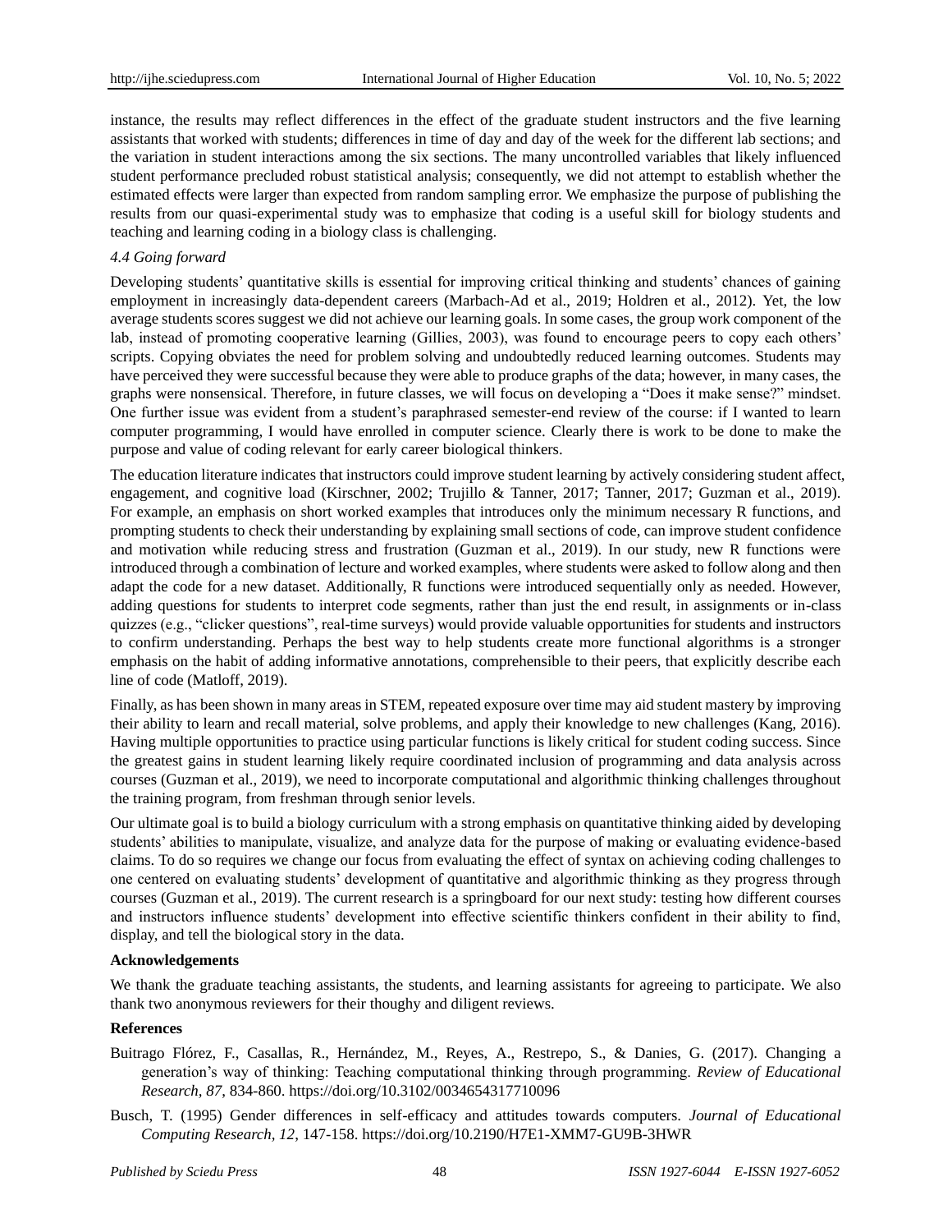instance, the results may reflect differences in the effect of the graduate student instructors and the five learning assistants that worked with students; differences in time of day and day of the week for the different lab sections; and the variation in student interactions among the six sections. The many uncontrolled variables that likely influenced student performance precluded robust statistical analysis; consequently, we did not attempt to establish whether the estimated effects were larger than expected from random sampling error. We emphasize the purpose of publishing the results from our quasi-experimental study was to emphasize that coding is a useful skill for biology students and teaching and learning coding in a biology class is challenging.

### *4.4 Going forward*

Developing students' quantitative skills is essential for improving critical thinking and students' chances of gaining employment in increasingly data-dependent careers (Marbach-Ad et al., 2019; Holdren et al., 2012). Yet, the low average students scores suggest we did not achieve our learning goals. In some cases, the group work component of the lab, instead of promoting cooperative learning (Gillies, 2003), was found to encourage peers to copy each others' scripts. Copying obviates the need for problem solving and undoubtedly reduced learning outcomes. Students may have perceived they were successful because they were able to produce graphs of the data; however, in many cases, the graphs were nonsensical. Therefore, in future classes, we will focus on developing a "Does it make sense?" mindset. One further issue was evident from a student's paraphrased semester-end review of the course: if I wanted to learn computer programming, I would have enrolled in computer science. Clearly there is work to be done to make the purpose and value of coding relevant for early career biological thinkers.

The education literature indicates that instructors could improve student learning by actively considering student affect, engagement, and cognitive load (Kirschner, 2002; Trujillo & Tanner, 2017; Tanner, 2017; Guzman et al., 2019). For example, an emphasis on short worked examples that introduces only the minimum necessary R functions, and prompting students to check their understanding by explaining small sections of code, can improve student confidence and motivation while reducing stress and frustration (Guzman et al., 2019). In our study, new R functions were introduced through a combination of lecture and worked examples, where students were asked to follow along and then adapt the code for a new dataset. Additionally, R functions were introduced sequentially only as needed. However, adding questions for students to interpret code segments, rather than just the end result, in assignments or in-class quizzes (e.g., "clicker questions", real-time surveys) would provide valuable opportunities for students and instructors to confirm understanding. Perhaps the best way to help students create more functional algorithms is a stronger emphasis on the habit of adding informative annotations, comprehensible to their peers, that explicitly describe each line of code (Matloff, 2019).

Finally, as has been shown in many areas in STEM, repeated exposure over time may aid student mastery by improving their ability to learn and recall material, solve problems, and apply their knowledge to new challenges (Kang, 2016). Having multiple opportunities to practice using particular functions is likely critical for student coding success. Since the greatest gains in student learning likely require coordinated inclusion of programming and data analysis across courses (Guzman et al., 2019), we need to incorporate computational and algorithmic thinking challenges throughout the training program, from freshman through senior levels.

Our ultimate goal is to build a biology curriculum with a strong emphasis on quantitative thinking aided by developing students' abilities to manipulate, visualize, and analyze data for the purpose of making or evaluating evidence-based claims. To do so requires we change our focus from evaluating the effect of syntax on achieving coding challenges to one centered on evaluating students' development of quantitative and algorithmic thinking as they progress through courses (Guzman et al., 2019). The current research is a springboard for our next study: testing how different courses and instructors influence students' development into effective scientific thinkers confident in their ability to find, display, and tell the biological story in the data.

**Acknowledgements**

We thank the graduate teaching assistants, the students, and learning assistants for agreeing to participate. We also thank two anonymous reviewers for their thoughy and diligent reviews.

**References**

Buitrago Flórez, F., Casallas, R., Hernández, M., Reyes, A., Restrepo, S., & Danies, G. (2017). Changing a generation's way of thinking: Teaching computational thinking through programming. *Review of Educational Research, 87*, 834-860. https://doi.org/10.3102/0034654317710096

Busch, T. (1995) Gender differences in self-efficacy and attitudes towards computers. *Journal of Educational Computing Research, 12*, 147-158. https://doi.org/10.2190/H7E1-XMM7-GU9B-3HWR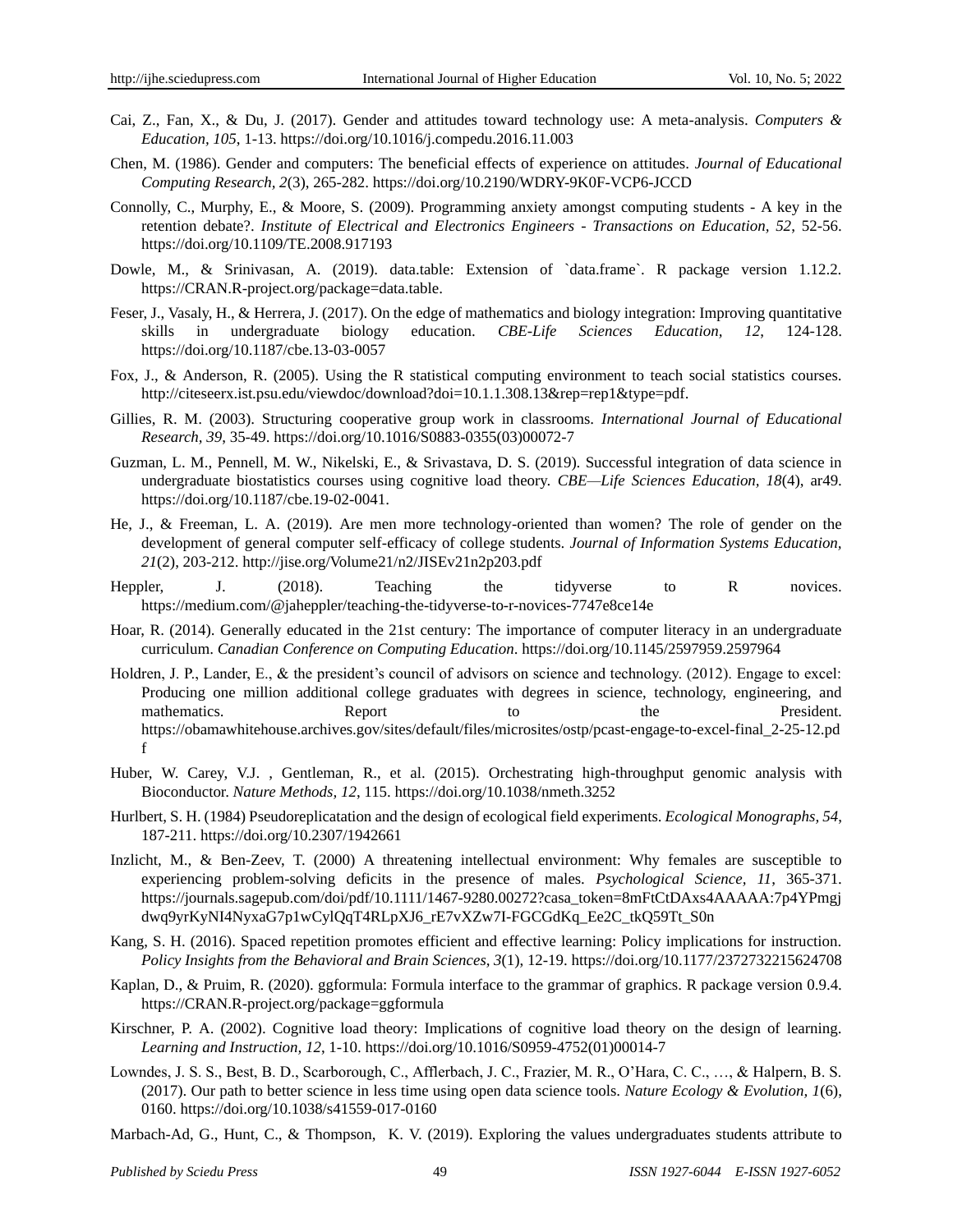Cai, Z., Fan, X., & Du, J. (2017). Gender and attitudes toward technology use: A meta-analysis. *Computers & Education, 105*, 1-13. https://doi.org/10.1016/j.compedu.2016.11.003

Chen, M. (1986). Gender and computers: The beneficial effects of experience on attitudes. *Journal of Educational Computing Research, 2*(3), 265-282. https://doi.org/10.2190/WDRY-9K0F-VCP6-JCCD

Connolly, C., Murphy, E., & Moore, S. (2009). Programming anxiety amongst computing students - A key in the retention debate?. *Institute of Electrical and Electronics Engineers - Transactions on Education, 52*, 52-56. https://doi.org/10.1109/TE.2008.917193

Dowle, M., & Srinivasan, A. (2019). data.table: Extension of `data.frame`. R package version 1.12.2. https://CRAN.R-project.org/package=data.table.

Feser, J., Vasaly, H., & Herrera, J. (2017). On the edge of mathematics and biology integration: Improving quantitative skills in undergraduate biology education. *CBE-Life Sciences Education, 12*, 124-128. https://doi.org/10.1187/cbe.13-03-0057

Fox, J., & Anderson, R. (2005). Using the R statistical computing environment to teach social statistics courses. http://citeseerx.ist.psu.edu/viewdoc/download?doi=10.1.1.308.13&rep=rep1&type=pdf.

Gillies, R. M. (2003). Structuring cooperative group work in classrooms. *International Journal of Educational Research, 39*, 35-49. https://doi.org/10.1016/S0883-0355(03)00072-7

Guzman, L. M., Pennell, M. W., Nikelski, E., & Srivastava, D. S. (2019). Successful integration of data science in undergraduate biostatistics courses using cognitive load theory. *CBE—Life Sciences Education, 18*(4), ar49. https://doi.org/10.1187/cbe.19-02-0041.

He, J., & Freeman, L. A. (2019). Are men more technology-oriented than women? The role of gender on the development of general computer self-efficacy of college students. *Journal of Information Systems Education, 21*(2), 203-212. http://jise.org/Volume21/n2/JISEv21n2p203.pdf

Heppler, J. (2018). Teaching the tidyverse to R novices. https://medium.com/@jaheppler/teaching-the-tidyverse-to-r-novices-7747e8ce14e

Hoar, R. (2014). Generally educated in the 21st century: The importance of computer literacy in an undergraduate curriculum. *Canadian Conference on Computing Education*. https://doi.org/10.1145/2597959.2597964

Holdren, J. P., Lander, E., & the president's council of advisors on science and technology. (2012). Engage to excel: Producing one million additional college graduates with degrees in science, technology, engineering, and mathematics. Report to the President. https://obamawhitehouse.archives.gov/sites/default/files/microsites/ostp/pcast-engage-to-excel-final_2-25-12.pdf

Huber, W. Carey, V.J. , Gentleman, R., et al. (2015). Orchestrating high-throughput genomic analysis with Bioconductor. *Nature Methods, 12*, 115. https://doi.org/10.1038/nmeth.3252

Hurlbert, S. H. (1984) Pseudoreplicatation and the design of ecological field experiments. *Ecological Monographs, 54*, 187-211. https://doi.org/10.2307/1942661

Inzlicht, M., & Ben-Zeev, T. (2000) A threatening intellectual environment: Why females are susceptible to experiencing problem-solving deficits in the presence of males. *Psychological Science, 11*, 365-371. https://journals.sagepub.com/doi/pdf/10.1111/1467-9280.00272?casa_token=8mFtCtDAxs4AAAAA:7p4YPmgjdwq9yrKyNI4NyxaG7p1wCylQqT4RLpXJ6_rE7vXZw7I-FGCGdKq_Ee2C_tkQ59Tt_S0n

Kang, S. H. (2016). Spaced repetition promotes efficient and effective learning: Policy implications for instruction. *Policy Insights from the Behavioral and Brain Sciences, 3*(1), 12-19. https://doi.org/10.1177/2372732215624708

Kaplan, D., & Pruim, R. (2020). ggformula: Formula interface to the grammar of graphics. R package version 0.9.4. https://CRAN.R-project.org/package=ggformula

Kirschner, P. A. (2002). Cognitive load theory: Implications of cognitive load theory on the design of learning. *Learning and Instruction, 12*, 1-10. https://doi.org/10.1016/S0959-4752(01)00014-7

Lowndes, J. S. S., Best, B. D., Scarborough, C., Afflerbach, J. C., Frazier, M. R., O'Hara, C. C., …, & Halpern, B. S. (2017). Our path to better science in less time using open data science tools. *Nature Ecology & Evolution, 1*(6), 0160. https://doi.org/10.1038/s41559-017-0160

Marbach-Ad, G., Hunt, C., & Thompson, K. V. (2019). Exploring the values undergraduates students attribute to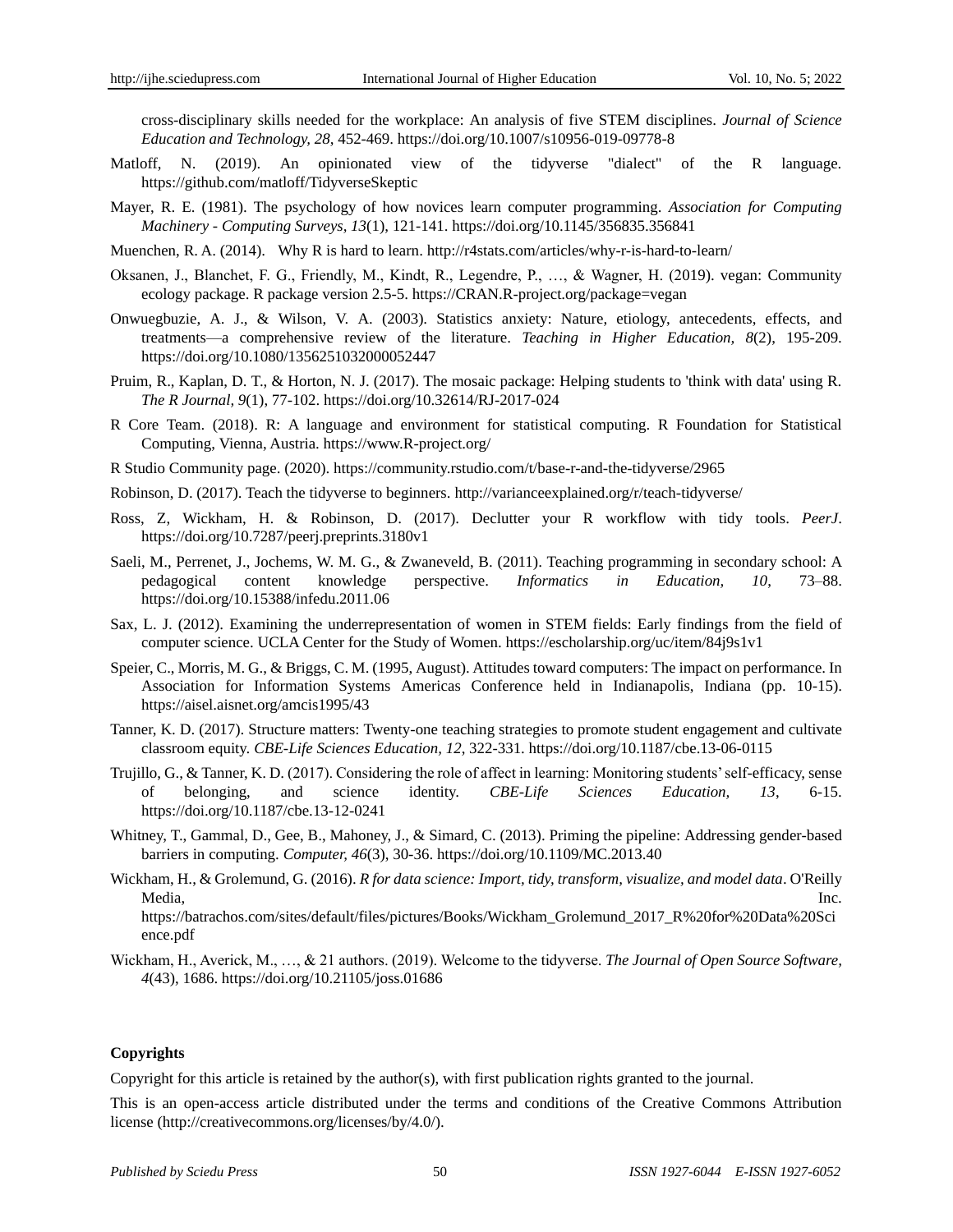cross-disciplinary skills needed for the workplace: An analysis of five STEM disciplines. *Journal of Science Education and Technology, 28*, 452-469. https://doi.org/10.1007/s10956-019-09778-8

Matloff, N. (2019). An opinionated view of the tidyverse "dialect" of the R language. https://github.com/matloff/TidyverseSkeptic

Mayer, R. E. (1981). The psychology of how novices learn computer programming. *Association for Computing Machinery - Computing Surveys, 13*(1), 121-141. https://doi.org/10.1145/356835.356841

Muenchen, R. A. (2014). Why R is hard to learn. http://r4stats.com/articles/why-r-is-hard-to-learn/

Oksanen, J., Blanchet, F. G., Friendly, M., Kindt, R., Legendre, P., …, & Wagner, H. (2019). vegan: Community ecology package. R package version 2.5-5. https://CRAN.R-project.org/package=vegan

Onwuegbuzie, A. J., & Wilson, V. A. (2003). Statistics anxiety: Nature, etiology, antecedents, effects, and treatments—a comprehensive review of the literature. *Teaching in Higher Education, 8*(2), 195-209. https://doi.org/10.1080/1356251032000052447

Pruim, R., Kaplan, D. T., & Horton, N. J. (2017). The mosaic package: Helping students to 'think with data' using R. *The R Journal, 9*(1), 77-102. https://doi.org/10.32614/RJ-2017-024

R Core Team. (2018). R: A language and environment for statistical computing. R Foundation for Statistical Computing, Vienna, Austria. https://www.R-project.org/

R Studio Community page. (2020). https://community.rstudio.com/t/base-r-and-the-tidyverse/2965

Robinson, D. (2017). Teach the tidyverse to beginners. http://varianceexplained.org/r/teach-tidyverse/

Ross, Z, Wickham, H. & Robinson, D. (2017). Declutter your R workflow with tidy tools. *PeerJ*. https://doi.org/10.7287/peerj.preprints.3180v1

Saeli, M., Perrenet, J., Jochems, W. M. G., & Zwaneveld, B. (2011). Teaching programming in secondary school: A pedagogical content knowledge perspective. *Informatics in Education, 10*, 73–88. https://doi.org/10.15388/infedu.2011.06

Sax, L. J. (2012). Examining the underrepresentation of women in STEM fields: Early findings from the field of computer science. UCLA Center for the Study of Women. https://escholarship.org/uc/item/84j9s1v1

Speier, C., Morris, M. G., & Briggs, C. M. (1995, August). Attitudes toward computers: The impact on performance. In Association for Information Systems Americas Conference held in Indianapolis, Indiana (pp. 10-15). https://aisel.aisnet.org/amcis1995/43

Tanner, K. D. (2017). Structure matters: Twenty-one teaching strategies to promote student engagement and cultivate classroom equity. *CBE-Life Sciences Education, 12*, 322-331. https://doi.org/10.1187/cbe.13-06-0115

Trujillo, G., & Tanner, K. D. (2017). Considering the role of affect in learning: Monitoring students' self-efficacy, sense of belonging, and science identity. *CBE-Life Sciences Education, 13*, 6-15. https://doi.org/10.1187/cbe.13-12-0241

Whitney, T., Gammal, D., Gee, B., Mahoney, J., & Simard, C. (2013). Priming the pipeline: Addressing gender-based barriers in computing. *Computer, 46*(3), 30-36. https://doi.org/10.1109/MC.2013.40

Wickham, H., & Grolemund, G. (2016). *R for data science: Import, tidy, transform, visualize, and model data*. O'Reilly Media, Inc. https://batrachos.com/sites/default/files/pictures/Books/Wickham_Grolemund_2017_R%20for%20Data%20Science.pdf

Wickham, H., Averick, M., …, & 21 authors. (2019). Welcome to the tidyverse. *The Journal of Open Source Software, 4*(43), 1686. https://doi.org/10.21105/joss.01686

**Copyrights**

Copyright for this article is retained by the author(s), with first publication rights granted to the journal.

This is an open-access article distributed under the terms and conditions of the Creative Commons Attribution license (http://creativecommons.org/licenses/by/4.0/).